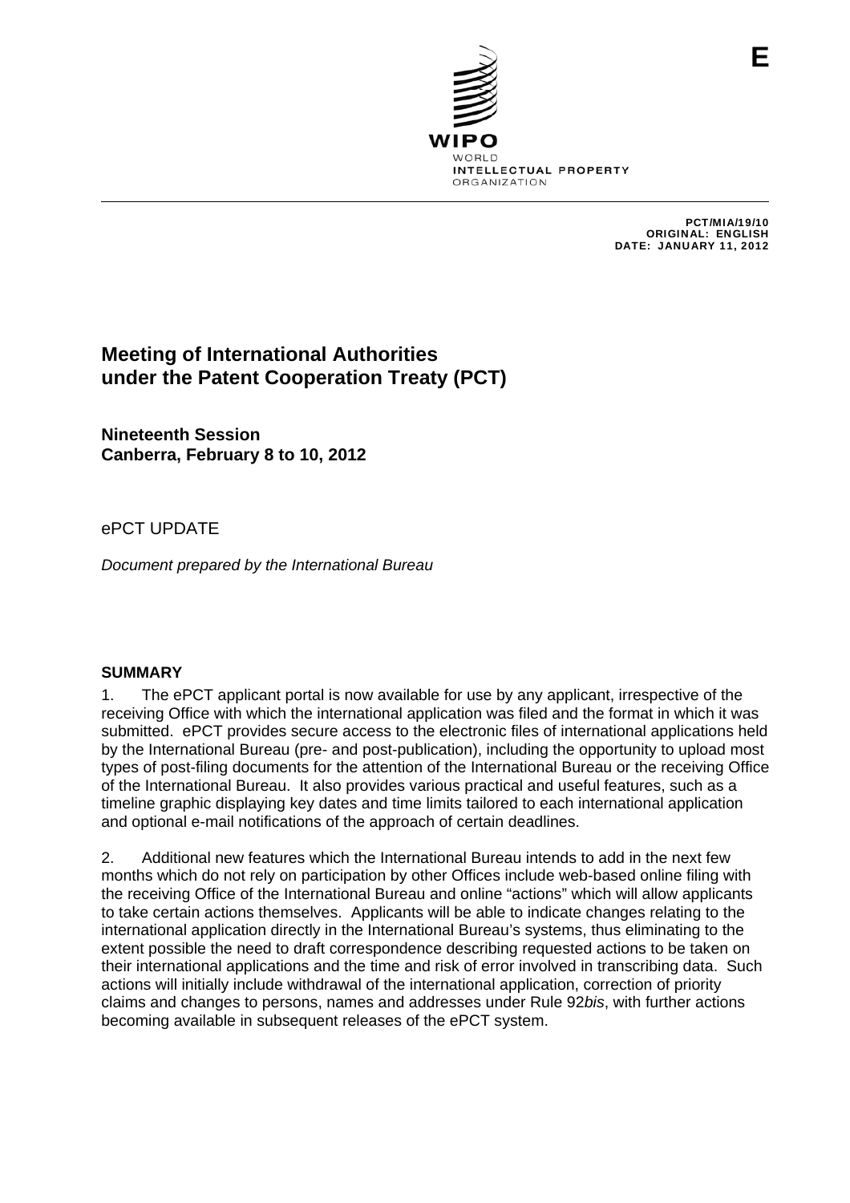E

WIPO
WORLD
INTELLECTUAL PROPERTY
ORGANIZATION

PCT/MIA/19/10
ORIGINAL: ENGLISH
DATE: JANUARY 11, 2012

# Meeting of International Authorities under the Patent Cooperation Treaty (PCT)

## Nineteenth Session
## Canberra, February 8 to 10, 2012

ePCT UPDATE

*Document prepared by the International Bureau*

### SUMMARY

1. The ePCT applicant portal is now available for use by any applicant, irrespective of the receiving Office with which the international application was filed and the format in which it was submitted. ePCT provides secure access to the electronic files of international applications held by the International Bureau (pre- and post-publication), including the opportunity to upload most types of post-filing documents for the attention of the International Bureau or the receiving Office of the International Bureau. It also provides various practical and useful features, such as a timeline graphic displaying key dates and time limits tailored to each international application and optional e-mail notifications of the approach of certain deadlines.

2. Additional new features which the International Bureau intends to add in the next few months which do not rely on participation by other Offices include web-based online filing with the receiving Office of the International Bureau and online "actions" which will allow applicants to take certain actions themselves. Applicants will be able to indicate changes relating to the international application directly in the International Bureau's systems, thus eliminating to the extent possible the need to draft correspondence describing requested actions to be taken on their international applications and the time and risk of error involved in transcribing data. Such actions will initially include withdrawal of the international application, correction of priority claims and changes to persons, names and addresses under Rule 92*bis*, with further actions becoming available in subsequent releases of the ePCT system.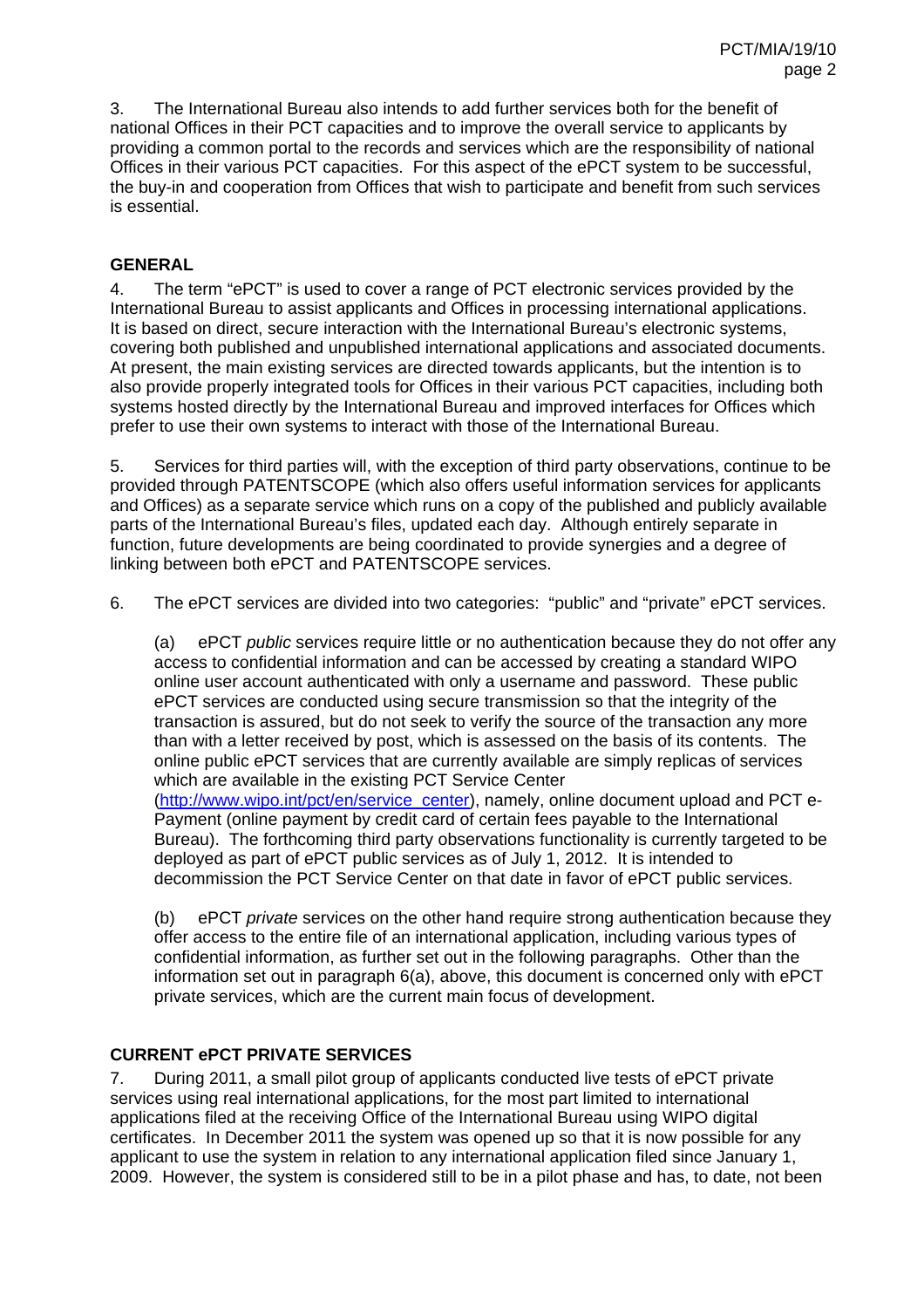3. The International Bureau also intends to add further services both for the benefit of national Offices in their PCT capacities and to improve the overall service to applicants by providing a common portal to the records and services which are the responsibility of national Offices in their various PCT capacities. For this aspect of the ePCT system to be successful, the buy-in and cooperation from Offices that wish to participate and benefit from such services is essential.

## GENERAL

4. The term "ePCT" is used to cover a range of PCT electronic services provided by the International Bureau to assist applicants and Offices in processing international applications. It is based on direct, secure interaction with the International Bureau's electronic systems, covering both published and unpublished international applications and associated documents. At present, the main existing services are directed towards applicants, but the intention is to also provide properly integrated tools for Offices in their various PCT capacities, including both systems hosted directly by the International Bureau and improved interfaces for Offices which prefer to use their own systems to interact with those of the International Bureau.

5. Services for third parties will, with the exception of third party observations, continue to be provided through PATENTSCOPE (which also offers useful information services for applicants and Offices) as a separate service which runs on a copy of the published and publicly available parts of the International Bureau's files, updated each day. Although entirely separate in function, future developments are being coordinated to provide synergies and a degree of linking between both ePCT and PATENTSCOPE services.

6. The ePCT services are divided into two categories: "public" and "private" ePCT services.

(a) ePCT *public* services require little or no authentication because they do not offer any access to confidential information and can be accessed by creating a standard WIPO online user account authenticated with only a username and password. These public ePCT services are conducted using secure transmission so that the integrity of the transaction is assured, but do not seek to verify the source of the transaction any more than with a letter received by post, which is assessed on the basis of its contents. The online public ePCT services that are currently available are simply replicas of services which are available in the existing PCT Service Center (http://www.wipo.int/pct/en/service_center), namely, online document upload and PCT e-Payment (online payment by credit card of certain fees payable to the International Bureau). The forthcoming third party observations functionality is currently targeted to be deployed as part of ePCT public services as of July 1, 2012. It is intended to decommission the PCT Service Center on that date in favor of ePCT public services.

(b) ePCT *private* services on the other hand require strong authentication because they offer access to the entire file of an international application, including various types of confidential information, as further set out in the following paragraphs. Other than the information set out in paragraph 6(a), above, this document is concerned only with ePCT private services, which are the current main focus of development.

## CURRENT ePCT PRIVATE SERVICES

7. During 2011, a small pilot group of applicants conducted live tests of ePCT private services using real international applications, for the most part limited to international applications filed at the receiving Office of the International Bureau using WIPO digital certificates. In December 2011 the system was opened up so that it is now possible for any applicant to use the system in relation to any international application filed since January 1, 2009. However, the system is considered still to be in a pilot phase and has, to date, not been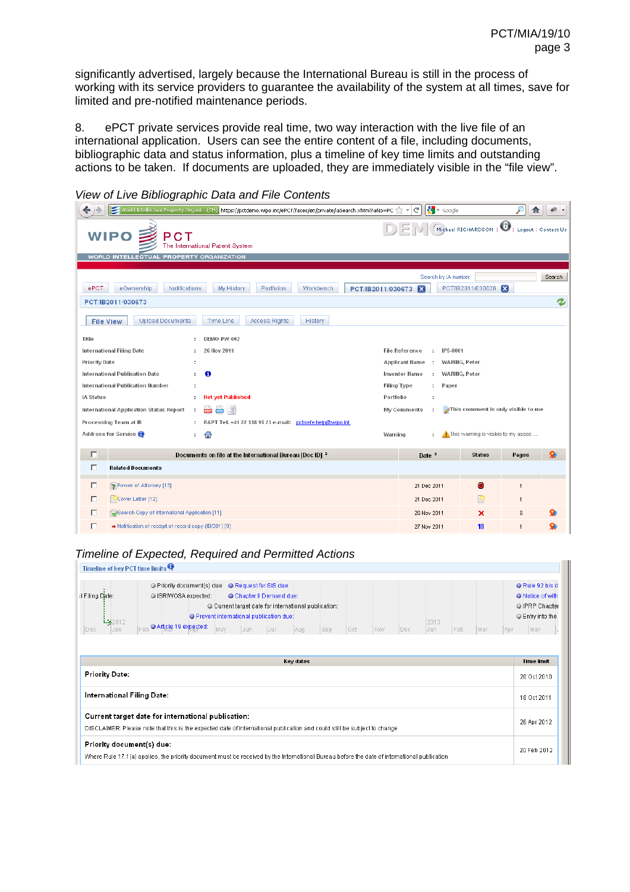significantly advertised, largely because the International Bureau is still in the process of working with its service providers to guarantee the availability of the system at all times, save for limited and pre-notified maintenance periods.

8. ePCT private services provide real time, two way interaction with the live file of an international application. Users can see the entire content of a file, including documents, bibliographic data and status information, plus a timeline of key time limits and outstanding actions to be taken. If documents are uploaded, they are immediately visible in the "file view".

*View of Live Bibliographic Data and File Contents*

*Timeline of Expected, Required and Permitted Actions*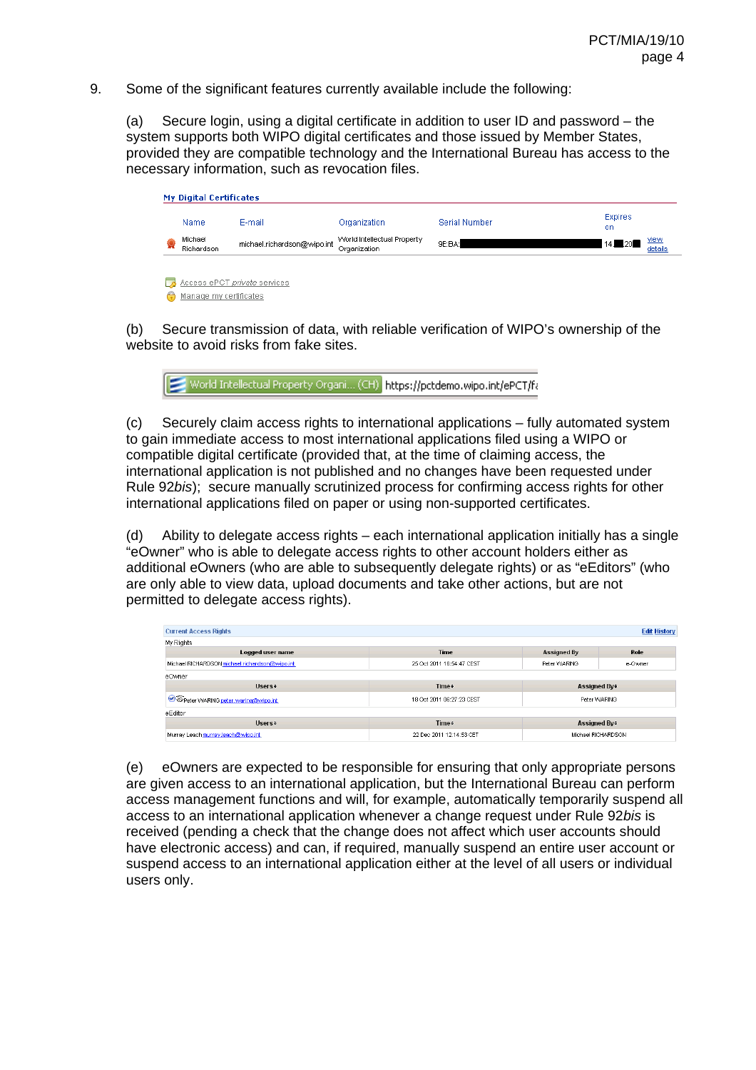9. Some of the significant features currently available include the following:

(a) Secure login, using a digital certificate in addition to user ID and password – the system supports both WIPO digital certificates and those issued by Member States, provided they are compatible technology and the International Bureau has access to the necessary information, such as revocation files.

**My Digital Certificates**

| Name | E-mail | Organization | Serial Number | Expires on | |
|---|---|---|---|---|---|
| Michael Richardson | michael.richardson@wipo.int | World Intellectual Property Organization | 9E:BA: | 14 20 | view details |

Access ePCT *private* services

Manage my certificates

(b) Secure transmission of data, with reliable verification of WIPO's ownership of the website to avoid risks from fake sites.

World Intellectual Property Organi... (CH) https://pctdemo.wipo.int/ePCT/f

(c) Securely claim access rights to international applications – fully automated system to gain immediate access to most international applications filed using a WIPO or compatible digital certificate (provided that, at the time of claiming access, the international application is not published and no changes have been requested under Rule 92*bis*); secure manually scrutinized process for confirming access rights for other international applications filed on paper or using non-supported certificates.

(d) Ability to delegate access rights – each international application initially has a single "eOwner" who is able to delegate access rights to other account holders either as additional eOwners (who are able to subsequently delegate rights) or as "eEditors" (who are only able to view data, upload documents and take other actions, but are not permitted to delegate access rights).

**Current Access Rights** — Edit History

My Rights

| Logged user name | Time | Assigned By | Role |
|---|---|---|---|
| Michael RICHARDSON michael.richardson@wipo.int | 25 Oct 2011 16:54:47 CEST | Peter WARING | e-Owner |

eOwner

| Users | Time | Assigned By |
|---|---|---|
| Peter WARING peter.waring@wipo.int | 18 Oct 2011 09:27:23 CEST | Peter WARING |

eEditor

| Users | Time | Assigned By |
|---|---|---|
| Murray Leach murray.leach@wipo.int | 22 Dec 2011 12:14:53 CET | Michael RICHARDSON |

(e) eOwners are expected to be responsible for ensuring that only appropriate persons are given access to an international application, but the International Bureau can perform access management functions and will, for example, automatically temporarily suspend all access to an international application whenever a change request under Rule 92*bis* is received (pending a check that the change does not affect which user accounts should have electronic access) and can, if required, manually suspend an entire user account or suspend access to an international application either at the level of all users or individual users only.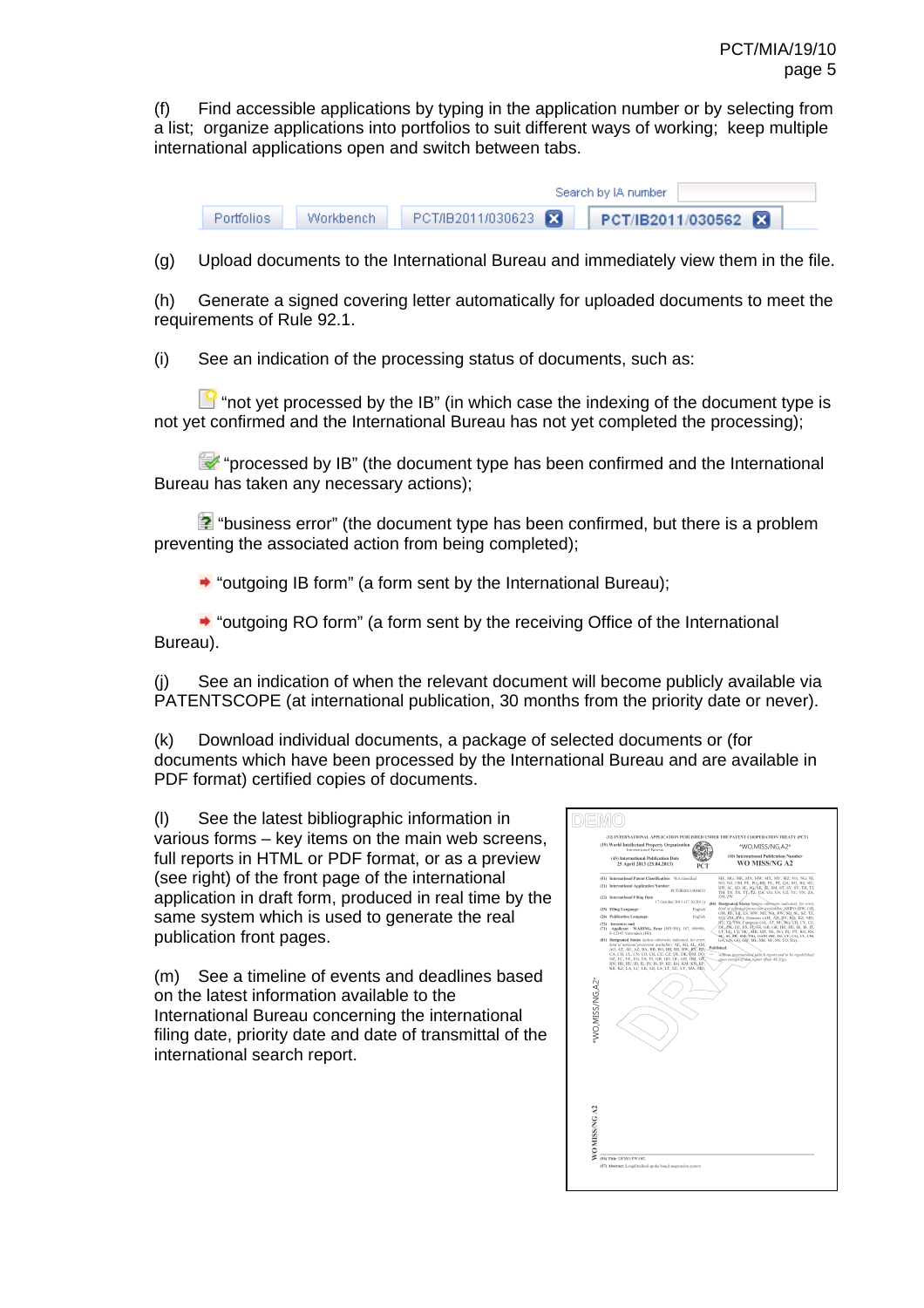(f) Find accessible applications by typing in the application number or by selecting from a list; organize applications into portfolios to suit different ways of working; keep multiple international applications open and switch between tabs.

(g) Upload documents to the International Bureau and immediately view them in the file.

(h) Generate a signed covering letter automatically for uploaded documents to meet the requirements of Rule 92.1.

(i) See an indication of the processing status of documents, such as:

"not yet processed by the IB" (in which case the indexing of the document type is not yet confirmed and the International Bureau has not yet completed the processing);

"processed by IB" (the document type has been confirmed and the International Bureau has taken any necessary actions);

"business error" (the document type has been confirmed, but there is a problem preventing the associated action from being completed);

"outgoing IB form" (a form sent by the International Bureau);

"outgoing RO form" (a form sent by the receiving Office of the International Bureau).

(j) See an indication of when the relevant document will become publicly available via PATENTSCOPE (at international publication, 30 months from the priority date or never).

(k) Download individual documents, a package of selected documents or (for documents which have been processed by the International Bureau and are available in PDF format) certified copies of documents.

(l) See the latest bibliographic information in various forms – key items on the main web screens, full reports in HTML or PDF format, or as a preview (see right) of the front page of the international application in draft form, produced in real time by the same system which is used to generate the real publication front pages.

(m) See a timeline of events and deadlines based on the latest information available to the International Bureau concerning the international filing date, priority date and date of transmittal of the international search report.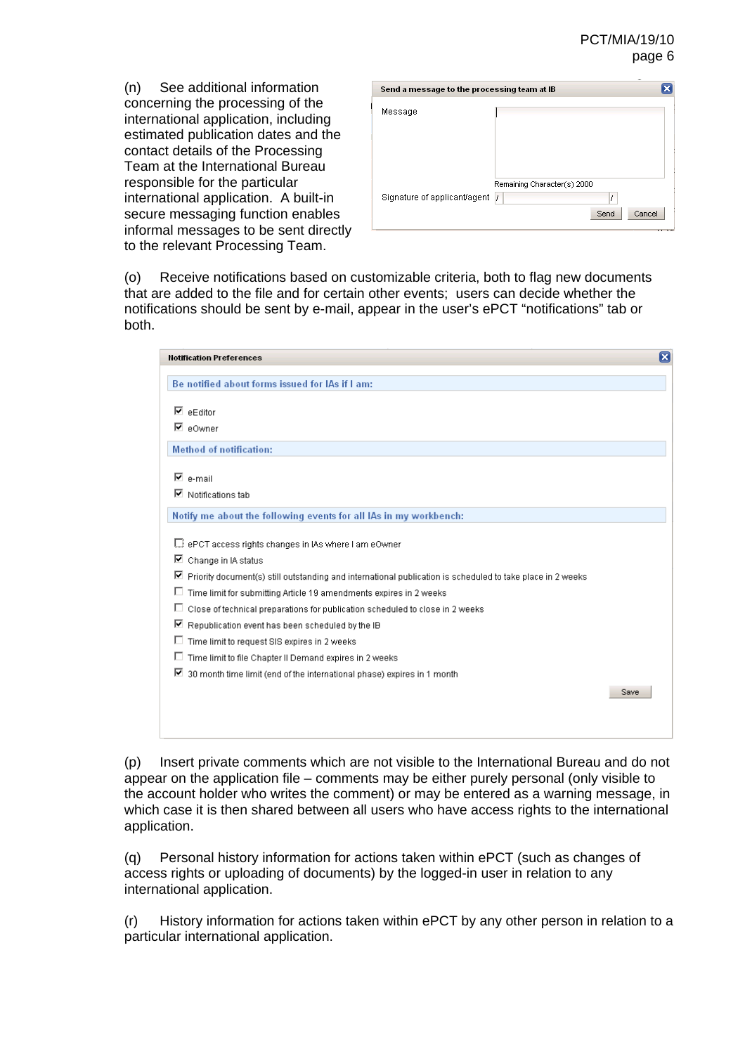(n) See additional information concerning the processing of the international application, including estimated publication dates and the contact details of the Processing Team at the International Bureau responsible for the particular international application. A built-in secure messaging function enables informal messages to be sent directly to the relevant Processing Team.

**Send a message to the processing team at IB**

Message

Remaining Character(s) 2000

Signature of applicant/agent / /

Send Cancel

(o) Receive notifications based on customizable criteria, both to flag new documents that are added to the file and for certain other events; users can decide whether the notifications should be sent by e-mail, appear in the user's ePCT "notifications" tab or both.

**Notification Preferences**

**Be notified about forms issued for IAs if I am:**

- [x] eEditor
- [x] eOwner

**Method of notification:**

- [x] e-mail
- [x] Notifications tab

**Notify me about the following events for all IAs in my workbench:**

- [ ] ePCT access rights changes in IAs where I am eOwner
- [x] Change in IA status
- [x] Priority document(s) still outstanding and international publication is scheduled to take place in 2 weeks
- [ ] Time limit for submitting Article 19 amendments expires in 2 weeks
- [ ] Close of technical preparations for publication scheduled to close in 2 weeks
- [x] Republication event has been scheduled by the IB
- [ ] Time limit to request SIS expires in 2 weeks
- [ ] Time limit to file Chapter II Demand expires in 2 weeks
- [x] 30 month time limit (end of the international phase) expires in 1 month

Save

(p) Insert private comments which are not visible to the International Bureau and do not appear on the application file – comments may be either purely personal (only visible to the account holder who writes the comment) or may be entered as a warning message, in which case it is then shared between all users who have access rights to the international application.

(q) Personal history information for actions taken within ePCT (such as changes of access rights or uploading of documents) by the logged-in user in relation to any international application.

(r) History information for actions taken within ePCT by any other person in relation to a particular international application.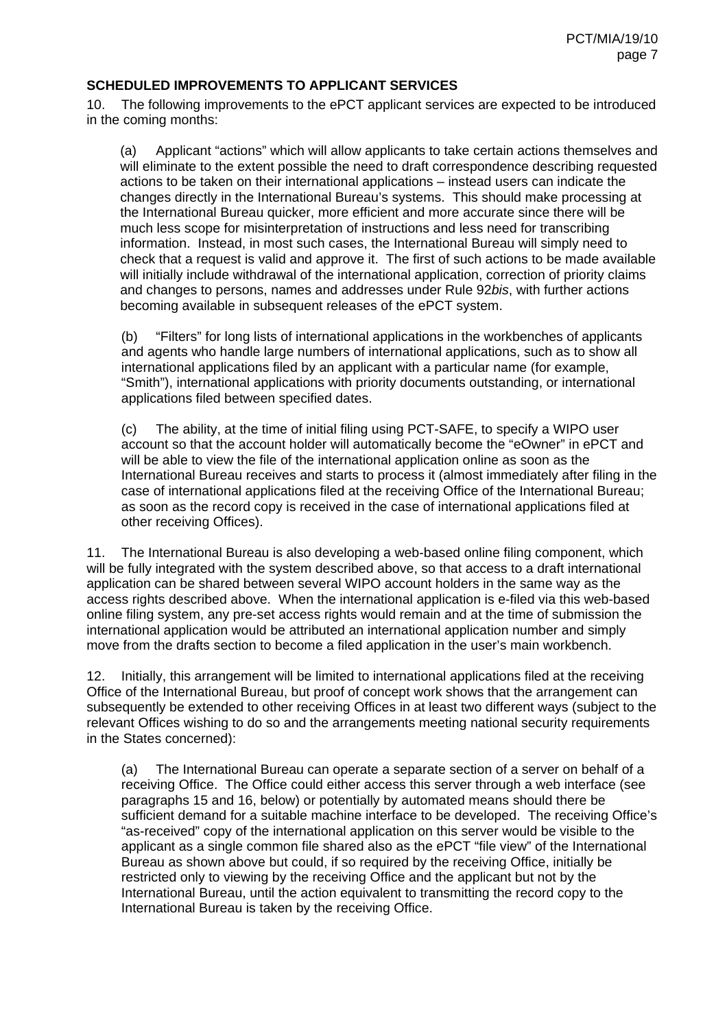## SCHEDULED IMPROVEMENTS TO APPLICANT SERVICES

10. The following improvements to the ePCT applicant services are expected to be introduced in the coming months:

(a) Applicant "actions" which will allow applicants to take certain actions themselves and will eliminate to the extent possible the need to draft correspondence describing requested actions to be taken on their international applications – instead users can indicate the changes directly in the International Bureau's systems. This should make processing at the International Bureau quicker, more efficient and more accurate since there will be much less scope for misinterpretation of instructions and less need for transcribing information. Instead, in most such cases, the International Bureau will simply need to check that a request is valid and approve it. The first of such actions to be made available will initially include withdrawal of the international application, correction of priority claims and changes to persons, names and addresses under Rule 92*bis*, with further actions becoming available in subsequent releases of the ePCT system.

(b) "Filters" for long lists of international applications in the workbenches of applicants and agents who handle large numbers of international applications, such as to show all international applications filed by an applicant with a particular name (for example, "Smith"), international applications with priority documents outstanding, or international applications filed between specified dates.

(c) The ability, at the time of initial filing using PCT-SAFE, to specify a WIPO user account so that the account holder will automatically become the "eOwner" in ePCT and will be able to view the file of the international application online as soon as the International Bureau receives and starts to process it (almost immediately after filing in the case of international applications filed at the receiving Office of the International Bureau; as soon as the record copy is received in the case of international applications filed at other receiving Offices).

11. The International Bureau is also developing a web-based online filing component, which will be fully integrated with the system described above, so that access to a draft international application can be shared between several WIPO account holders in the same way as the access rights described above. When the international application is e-filed via this web-based online filing system, any pre-set access rights would remain and at the time of submission the international application would be attributed an international application number and simply move from the drafts section to become a filed application in the user's main workbench.

12. Initially, this arrangement will be limited to international applications filed at the receiving Office of the International Bureau, but proof of concept work shows that the arrangement can subsequently be extended to other receiving Offices in at least two different ways (subject to the relevant Offices wishing to do so and the arrangements meeting national security requirements in the States concerned):

(a) The International Bureau can operate a separate section of a server on behalf of a receiving Office. The Office could either access this server through a web interface (see paragraphs 15 and 16, below) or potentially by automated means should there be sufficient demand for a suitable machine interface to be developed. The receiving Office's "as-received" copy of the international application on this server would be visible to the applicant as a single common file shared also as the ePCT "file view" of the International Bureau as shown above but could, if so required by the receiving Office, initially be restricted only to viewing by the receiving Office and the applicant but not by the International Bureau, until the action equivalent to transmitting the record copy to the International Bureau is taken by the receiving Office.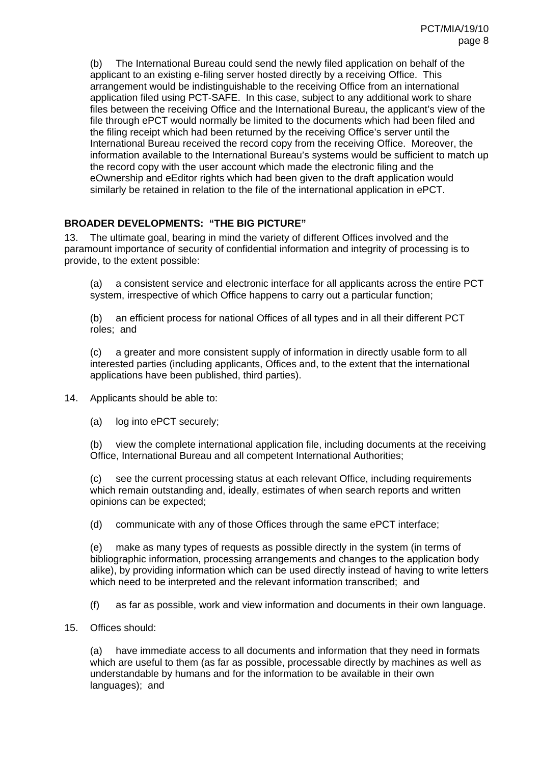(b) The International Bureau could send the newly filed application on behalf of the applicant to an existing e-filing server hosted directly by a receiving Office. This arrangement would be indistinguishable to the receiving Office from an international application filed using PCT-SAFE. In this case, subject to any additional work to share files between the receiving Office and the International Bureau, the applicant's view of the file through ePCT would normally be limited to the documents which had been filed and the filing receipt which had been returned by the receiving Office's server until the International Bureau received the record copy from the receiving Office. Moreover, the information available to the International Bureau's systems would be sufficient to match up the record copy with the user account which made the electronic filing and the eOwnership and eEditor rights which had been given to the draft application would similarly be retained in relation to the file of the international application in ePCT.

## BROADER DEVELOPMENTS: "THE BIG PICTURE"

13. The ultimate goal, bearing in mind the variety of different Offices involved and the paramount importance of security of confidential information and integrity of processing is to provide, to the extent possible:

(a) a consistent service and electronic interface for all applicants across the entire PCT system, irrespective of which Office happens to carry out a particular function;

(b) an efficient process for national Offices of all types and in all their different PCT roles; and

(c) a greater and more consistent supply of information in directly usable form to all interested parties (including applicants, Offices and, to the extent that the international applications have been published, third parties).

14. Applicants should be able to:

(a) log into ePCT securely;

(b) view the complete international application file, including documents at the receiving Office, International Bureau and all competent International Authorities;

(c) see the current processing status at each relevant Office, including requirements which remain outstanding and, ideally, estimates of when search reports and written opinions can be expected;

(d) communicate with any of those Offices through the same ePCT interface;

(e) make as many types of requests as possible directly in the system (in terms of bibliographic information, processing arrangements and changes to the application body alike), by providing information which can be used directly instead of having to write letters which need to be interpreted and the relevant information transcribed; and

(f) as far as possible, work and view information and documents in their own language.

15. Offices should:

(a) have immediate access to all documents and information that they need in formats which are useful to them (as far as possible, processable directly by machines as well as understandable by humans and for the information to be available in their own languages); and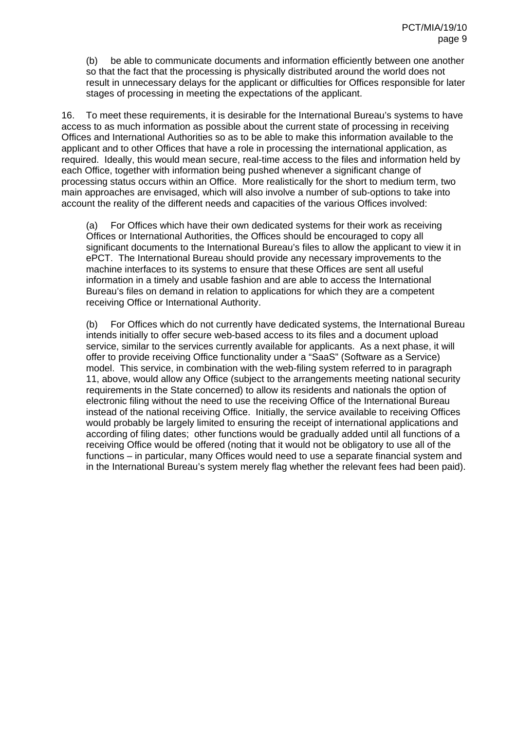(b) be able to communicate documents and information efficiently between one another so that the fact that the processing is physically distributed around the world does not result in unnecessary delays for the applicant or difficulties for Offices responsible for later stages of processing in meeting the expectations of the applicant.

16. To meet these requirements, it is desirable for the International Bureau's systems to have access to as much information as possible about the current state of processing in receiving Offices and International Authorities so as to be able to make this information available to the applicant and to other Offices that have a role in processing the international application, as required. Ideally, this would mean secure, real-time access to the files and information held by each Office, together with information being pushed whenever a significant change of processing status occurs within an Office. More realistically for the short to medium term, two main approaches are envisaged, which will also involve a number of sub-options to take into account the reality of the different needs and capacities of the various Offices involved:

(a) For Offices which have their own dedicated systems for their work as receiving Offices or International Authorities, the Offices should be encouraged to copy all significant documents to the International Bureau's files to allow the applicant to view it in ePCT. The International Bureau should provide any necessary improvements to the machine interfaces to its systems to ensure that these Offices are sent all useful information in a timely and usable fashion and are able to access the International Bureau's files on demand in relation to applications for which they are a competent receiving Office or International Authority.

(b) For Offices which do not currently have dedicated systems, the International Bureau intends initially to offer secure web-based access to its files and a document upload service, similar to the services currently available for applicants. As a next phase, it will offer to provide receiving Office functionality under a "SaaS" (Software as a Service) model. This service, in combination with the web-filing system referred to in paragraph 11, above, would allow any Office (subject to the arrangements meeting national security requirements in the State concerned) to allow its residents and nationals the option of electronic filing without the need to use the receiving Office of the International Bureau instead of the national receiving Office. Initially, the service available to receiving Offices would probably be largely limited to ensuring the receipt of international applications and according of filing dates; other functions would be gradually added until all functions of a receiving Office would be offered (noting that it would not be obligatory to use all of the functions – in particular, many Offices would need to use a separate financial system and in the International Bureau's system merely flag whether the relevant fees had been paid).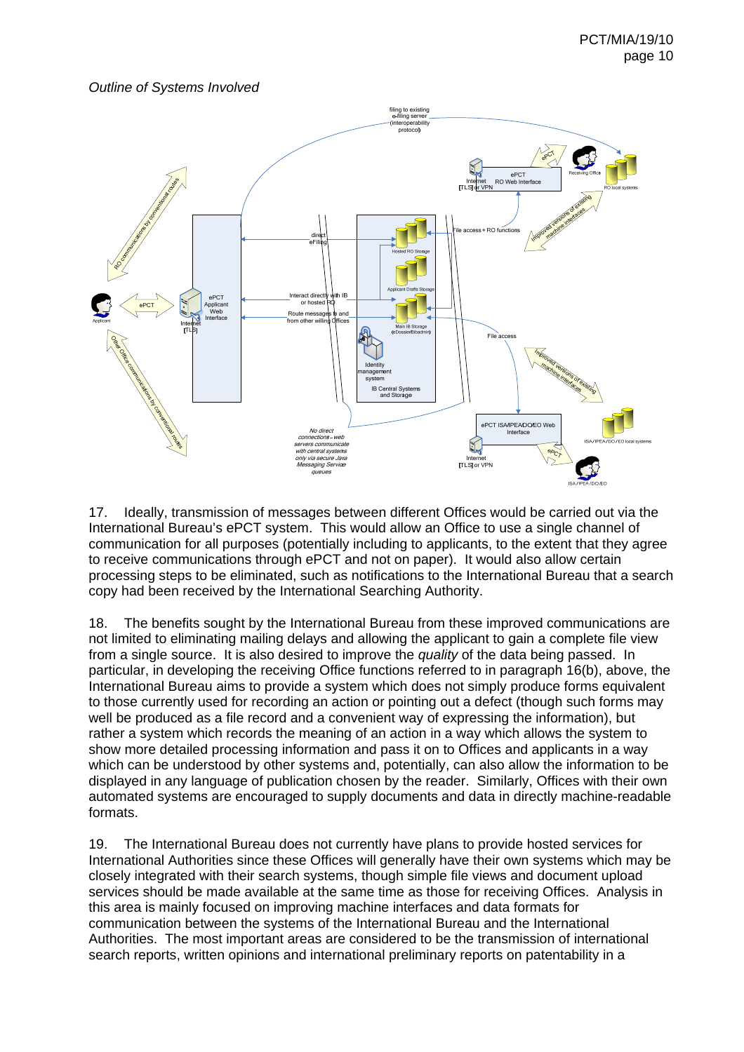*Outline of Systems Involved*

17. Ideally, transmission of messages between different Offices would be carried out via the International Bureau's ePCT system. This would allow an Office to use a single channel of communication for all purposes (potentially including to applicants, to the extent that they agree to receive communications through ePCT and not on paper). It would also allow certain processing steps to be eliminated, such as notifications to the International Bureau that a search copy had been received by the International Searching Authority.

18. The benefits sought by the International Bureau from these improved communications are not limited to eliminating mailing delays and allowing the applicant to gain a complete file view from a single source. It is also desired to improve the *quality* of the data being passed. In particular, in developing the receiving Office functions referred to in paragraph 16(b), above, the International Bureau aims to provide a system which does not simply produce forms equivalent to those currently used for recording an action or pointing out a defect (though such forms may well be produced as a file record and a convenient way of expressing the information), but rather a system which records the meaning of an action in a way which allows the system to show more detailed processing information and pass it on to Offices and applicants in a way which can be understood by other systems and, potentially, can also allow the information to be displayed in any language of publication chosen by the reader. Similarly, Offices with their own automated systems are encouraged to supply documents and data in directly machine-readable formats.

19. The International Bureau does not currently have plans to provide hosted services for International Authorities since these Offices will generally have their own systems which may be closely integrated with their search systems, though simple file views and document upload services should be made available at the same time as those for receiving Offices. Analysis in this area is mainly focused on improving machine interfaces and data formats for communication between the systems of the International Bureau and the International Authorities. The most important areas are considered to be the transmission of international search reports, written opinions and international preliminary reports on patentability in a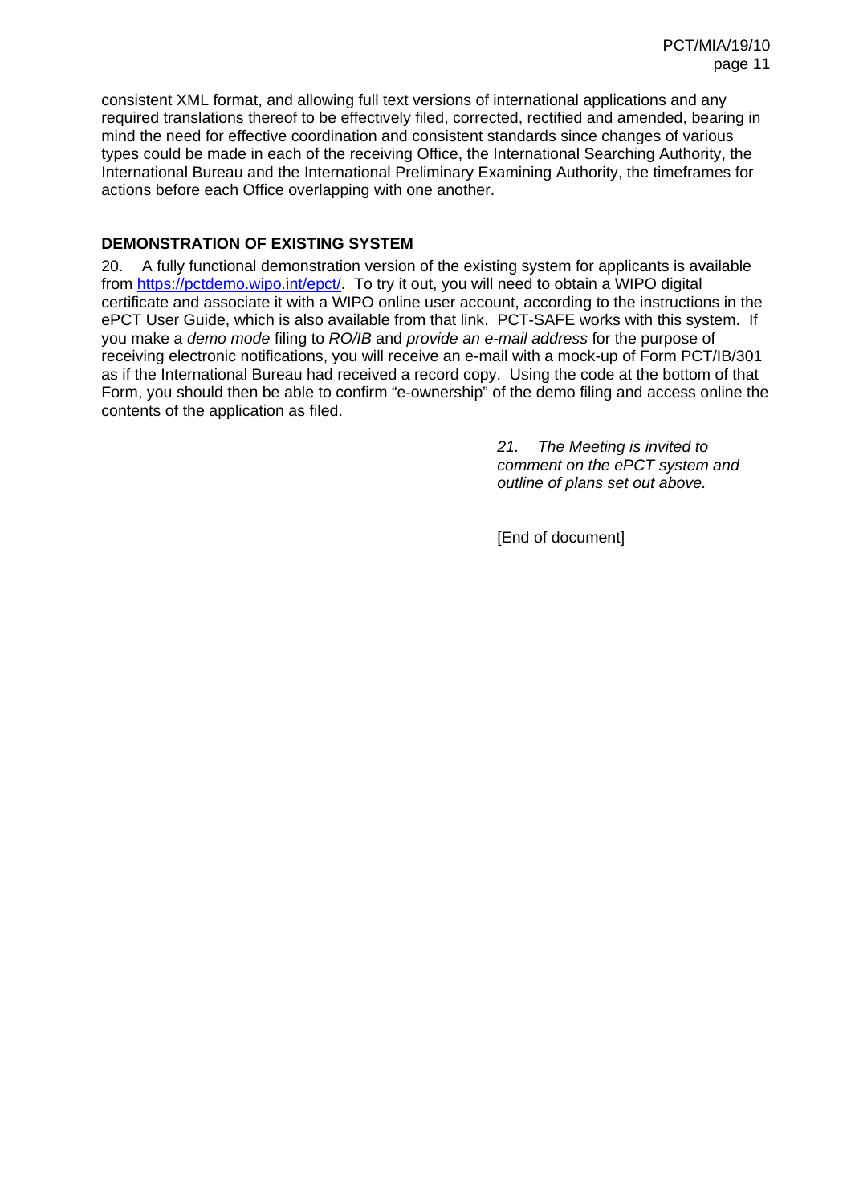consistent XML format, and allowing full text versions of international applications and any required translations thereof to be effectively filed, corrected, rectified and amended, bearing in mind the need for effective coordination and consistent standards since changes of various types could be made in each of the receiving Office, the International Searching Authority, the International Bureau and the International Preliminary Examining Authority, the timeframes for actions before each Office overlapping with one another.

## DEMONSTRATION OF EXISTING SYSTEM

20. A fully functional demonstration version of the existing system for applicants is available from https://pctdemo.wipo.int/epct/. To try it out, you will need to obtain a WIPO digital certificate and associate it with a WIPO online user account, according to the instructions in the ePCT User Guide, which is also available from that link. PCT-SAFE works with this system. If you make a *demo mode* filing to *RO/IB* and *provide an e-mail address* for the purpose of receiving electronic notifications, you will receive an e-mail with a mock-up of Form PCT/IB/301 as if the International Bureau had received a record copy. Using the code at the bottom of that Form, you should then be able to confirm "e-ownership" of the demo filing and access online the contents of the application as filed.

*21. The Meeting is invited to comment on the ePCT system and outline of plans set out above.*

[End of document]